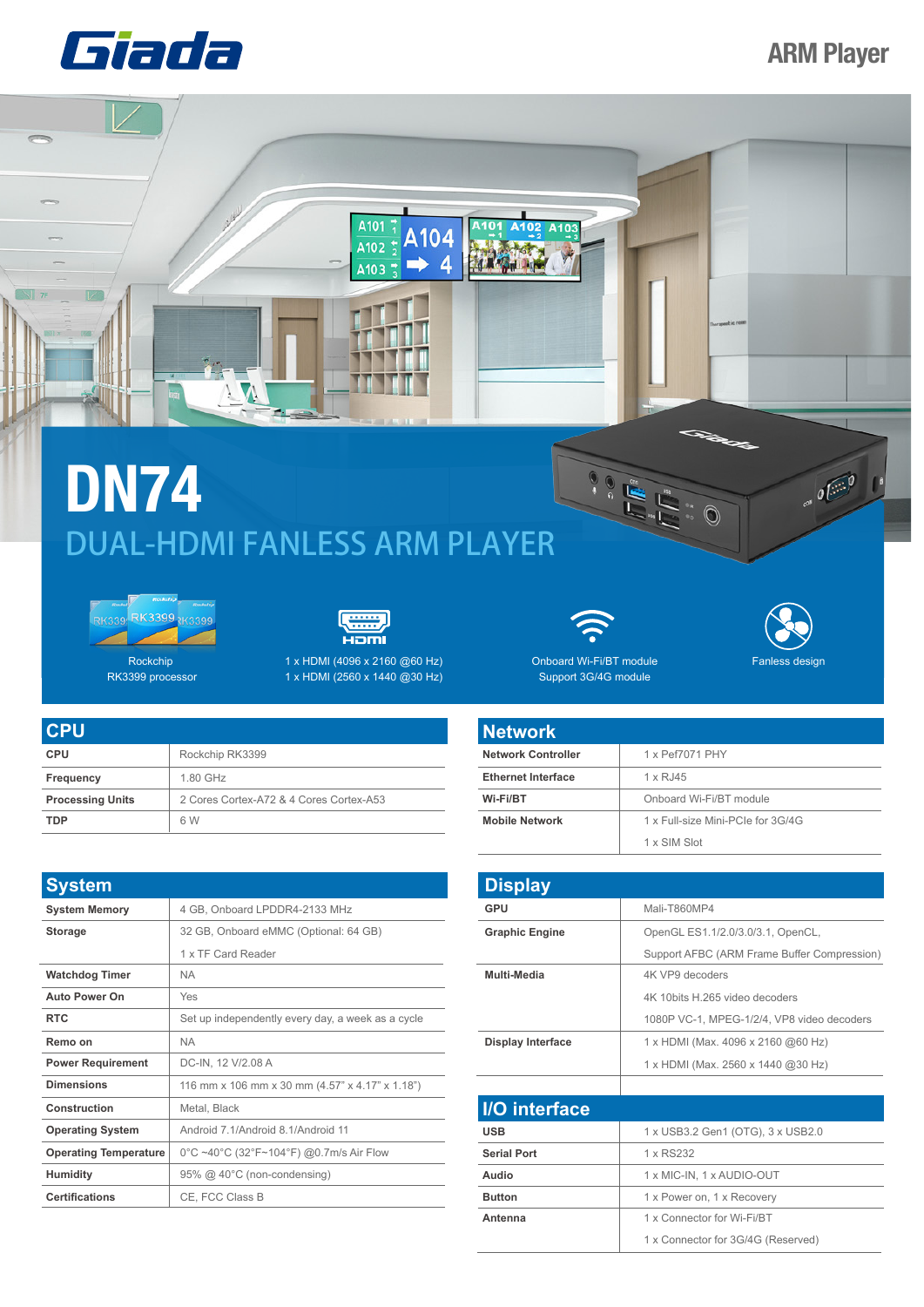Giada

ARM Player

# DN74

## DUAL-HDMI FANLESS ARM PLAYER

Rockchip RK3399 processor

1 x HDMI (4096 x 2160 @60 Hz)
1 x HDMI (2560 x 1440 @30 Hz)

Onboard Wi-Fi/BT module
Support 3G/4G module

Fanless design

## CPU

| | |
|---|---|
| **CPU** | Rockchip RK3399 |
| **Frequency** | 1.80 GHz |
| **Processing Units** | 2 Cores Cortex-A72 & 4 Cores Cortex-A53 |
| **TDP** | 6 W |

## Network

| | |
|---|---|
| **Network Controller** | 1 x Pef7071 PHY |
| **Ethernet Interface** | 1 x RJ45 |
| **Wi-Fi/BT** | Onboard Wi-Fi/BT module |
| **Mobile Network** | 1 x Full-size Mini-PCIe for 3G/4G |
| | 1 x SIM Slot |

## System

| | |
|---|---|
| **System Memory** | 4 GB, Onboard LPDDR4-2133 MHz |
| **Storage** | 32 GB, Onboard eMMC (Optional: 64 GB) |
| | 1 x TF Card Reader |
| **Watchdog Timer** | NA |
| **Auto Power On** | Yes |
| **RTC** | Set up independently every day, a week as a cycle |
| **Remo on** | NA |
| **Power Requirement** | DC-IN, 12 V/2.08 A |
| **Dimensions** | 116 mm x 106 mm x 30 mm (4.57" x 4.17" x 1.18") |
| **Construction** | Metal, Black |
| **Operating System** | Android 7.1/Android 8.1/Android 11 |
| **Operating Temperature** | 0°C ~40°C (32°F~104°F) @0.7m/s Air Flow |
| **Humidity** | 95% @ 40°C (non-condensing) |
| **Certifications** | CE, FCC Class B |

## Display

| | |
|---|---|
| **GPU** | Mali-T860MP4 |
| **Graphic Engine** | OpenGL ES1.1/2.0/3.0/3.1, OpenCL, |
| | Support AFBC (ARM Frame Buffer Compression) |
| **Multi-Media** | 4K VP9 decoders |
| | 4K 10bits H.265 video decoders |
| | 1080P VC-1, MPEG-1/2/4, VP8 video decoders |
| **Display Interface** | 1 x HDMI (Max. 4096 x 2160 @60 Hz) |
| | 1 x HDMI (Max. 2560 x 1440 @30 Hz) |

## I/O interface

| | |
|---|---|
| **USB** | 1 x USB3.2 Gen1 (OTG), 3 x USB2.0 |
| **Serial Port** | 1 x RS232 |
| **Audio** | 1 x MIC-IN, 1 x AUDIO-OUT |
| **Button** | 1 x Power on, 1 x Recovery |
| **Antenna** | 1 x Connector for Wi-Fi/BT |
| | 1 x Connector for 3G/4G (Reserved) |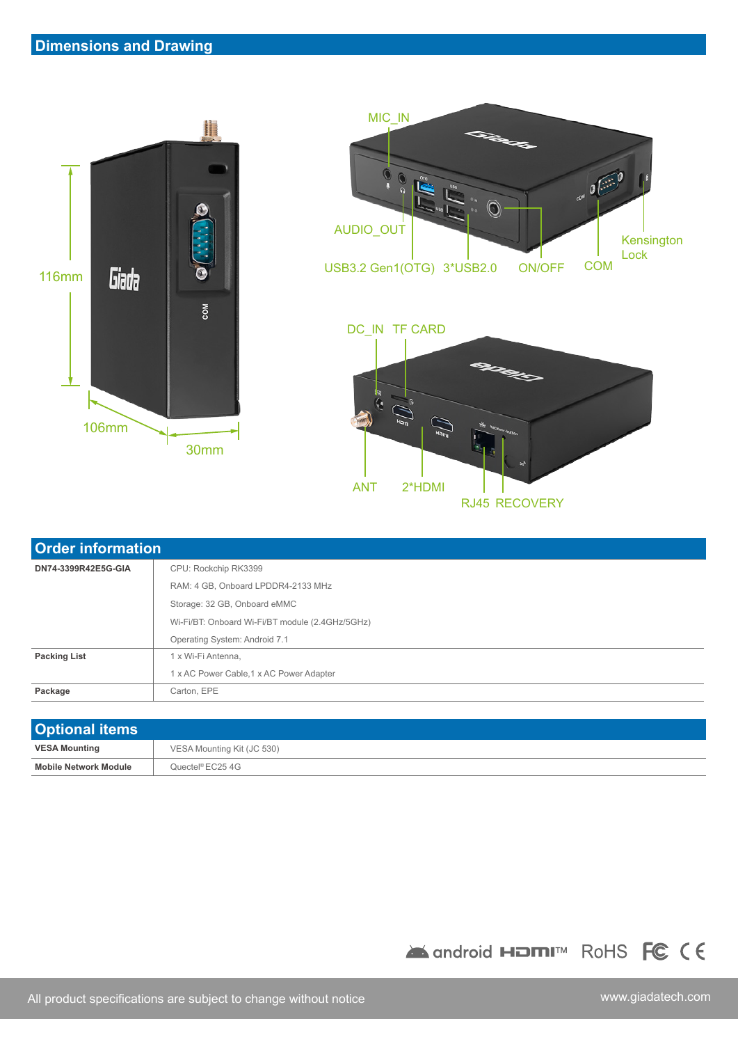## Dimensions and Drawing

116mm

106mm

30mm

MIC_IN

AUDIO_OUT

USB3.2 Gen1(OTG)

3*USB2.0

ON/OFF

COM

Kensington Lock

DC_IN

TF CARD

ANT

2*HDMI

RJ45

RECOVERY

## Order information

| | |
|---|---|
| **DN74-3399R42E5G-GIA** | CPU: Rockchip RK3399 |
| | RAM: 4 GB, Onboard LPDDR4-2133 MHz |
| | Storage: 32 GB, Onboard eMMC |
| | Wi-Fi/BT: Onboard Wi-Fi/BT module (2.4GHz/5GHz) |
| | Operating System: Android 7.1 |
| **Packing List** | 1 x Wi-Fi Antenna, |
| | 1 x AC Power Cable,1 x AC Power Adapter |
| **Package** | Carton, EPE |

## Optional items

| | |
|---|---|
| **VESA Mounting** | VESA Mounting Kit (JC 530) |
| **Mobile Network Module** | Quectel® EC25 4G |

android HDMI™ RoHS FC CE

All product specifications are subject to change without notice

www.giadatech.com